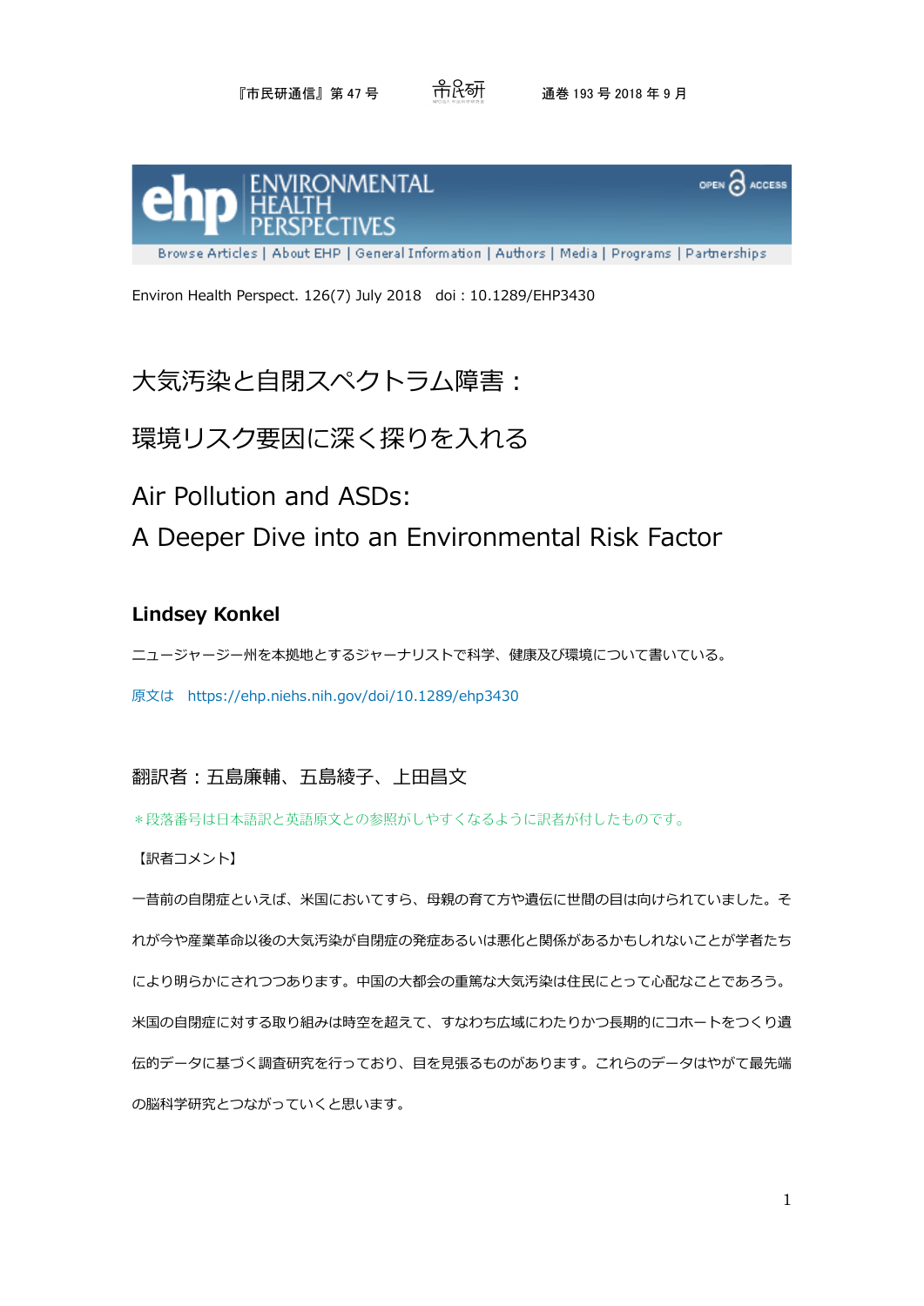Environ Health Perspect. 126(7) July 2018　doi : 10.1289/EHP3430

# 大気汚染と自閉スペクトラム障害：

# 環境リスク要因に深く探りを入れる

# Air Pollution and ASDs:
# A Deeper Dive into an Environmental Risk Factor

**Lindsey Konkel**

ニュージャージー州を本拠地とするジャーナリストで科学、健康及び環境について書いている。

原文は　https://ehp.niehs.nih.gov/doi/10.1289/ehp3430

翻訳者：五島廉輔、五島綾子、上田昌文

＊段落番号は日本語訳と英語原文との参照がしやすくなるように訳者が付したものです。

【訳者コメント】

一昔前の自閉症といえば、米国においてすら、母親の育て方や遺伝に世間の目は向けられていました。それが今や産業革命以後の大気汚染が自閉症の発症あるいは悪化と関係があるかもしれないことが学者たちにより明らかにされつつあります。中国の大都会の重篤な大気汚染は住民にとって心配なことであろう。米国の自閉症に対する取り組みは時空を超えて、すなわち広域にわたりかつ長期的にコホートをつくり遺伝的データに基づく調査研究を行っており、目を見張るものがあります。これらのデータはやがて最先端の脳科学研究とつながっていくと思います。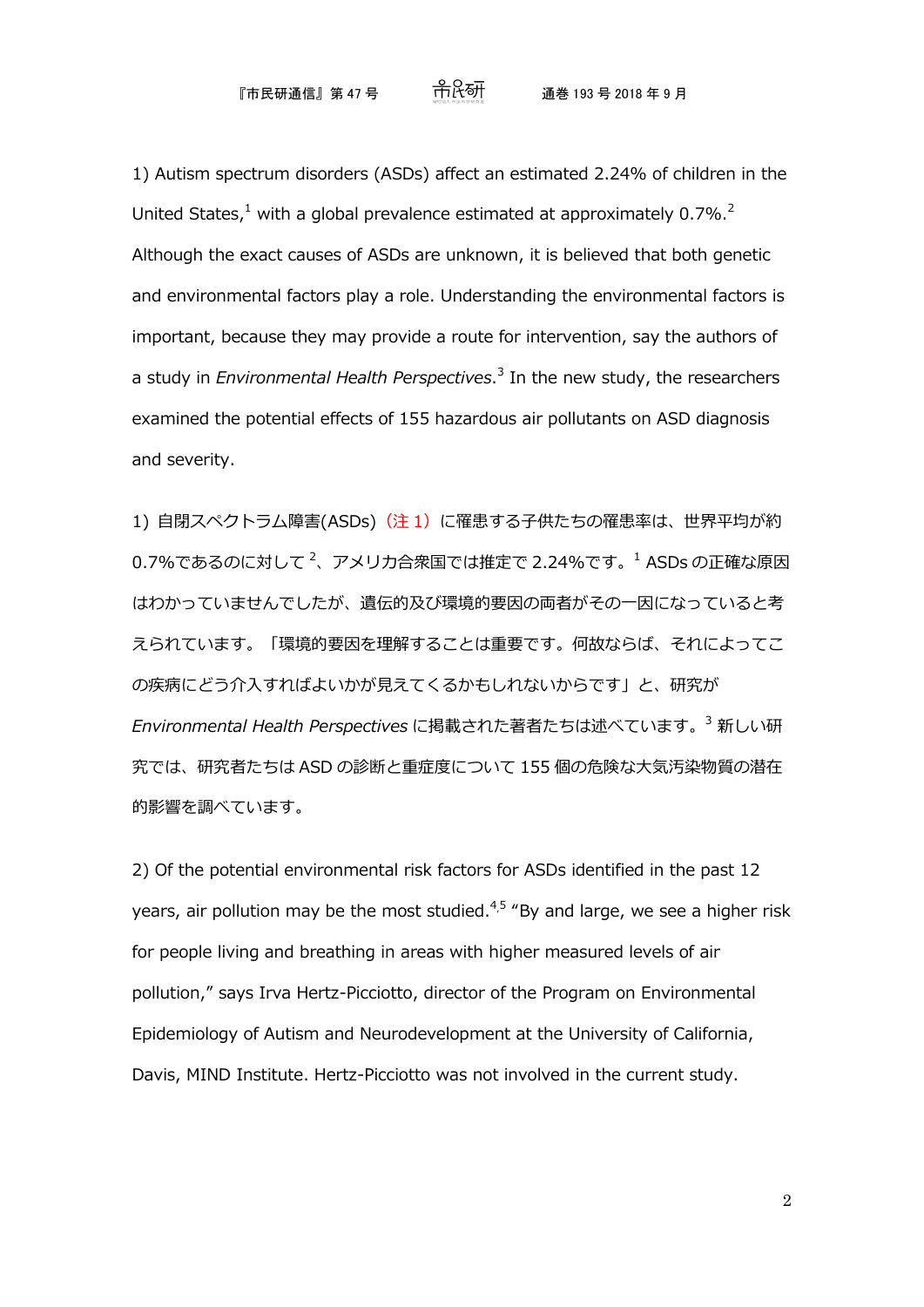1) Autism spectrum disorders (ASDs) affect an estimated 2.24% of children in the United States,[1] with a global prevalence estimated at approximately 0.7%.[2] Although the exact causes of ASDs are unknown, it is believed that both genetic and environmental factors play a role. Understanding the environmental factors is important, because they may provide a route for intervention, say the authors of a study in *Environmental Health Perspectives*.[3] In the new study, the researchers examined the potential effects of 155 hazardous air pollutants on ASD diagnosis and severity.

1) 自閉スペクトラム障害(ASDs)（注 1）に罹患する子供たちの罹患率は、世界平均が約 0.7%であるのに対して[2]、アメリカ合衆国では推定で 2.24%です。[1] ASDs の正確な原因はわかっていませんでしたが、遺伝的及び環境的要因の両者がその一因になっていると考えられています。「環境的要因を理解することは重要です。何故ならば、それによってこの疾病にどう介入すればよいかが見えてくるかもしれないからです」と、研究が *Environmental Health Perspectives* に掲載された著者たちは述べています。[3] 新しい研究では、研究者たちは ASD の診断と重症度について 155 個の危険な大気汚染物質の潜在的影響を調べています。

2) Of the potential environmental risk factors for ASDs identified in the past 12 years, air pollution may be the most studied.[4,5] "By and large, we see a higher risk for people living and breathing in areas with higher measured levels of air pollution," says Irva Hertz-Picciotto, director of the Program on Environmental Epidemiology of Autism and Neurodevelopment at the University of California, Davis, MIND Institute. Hertz-Picciotto was not involved in the current study.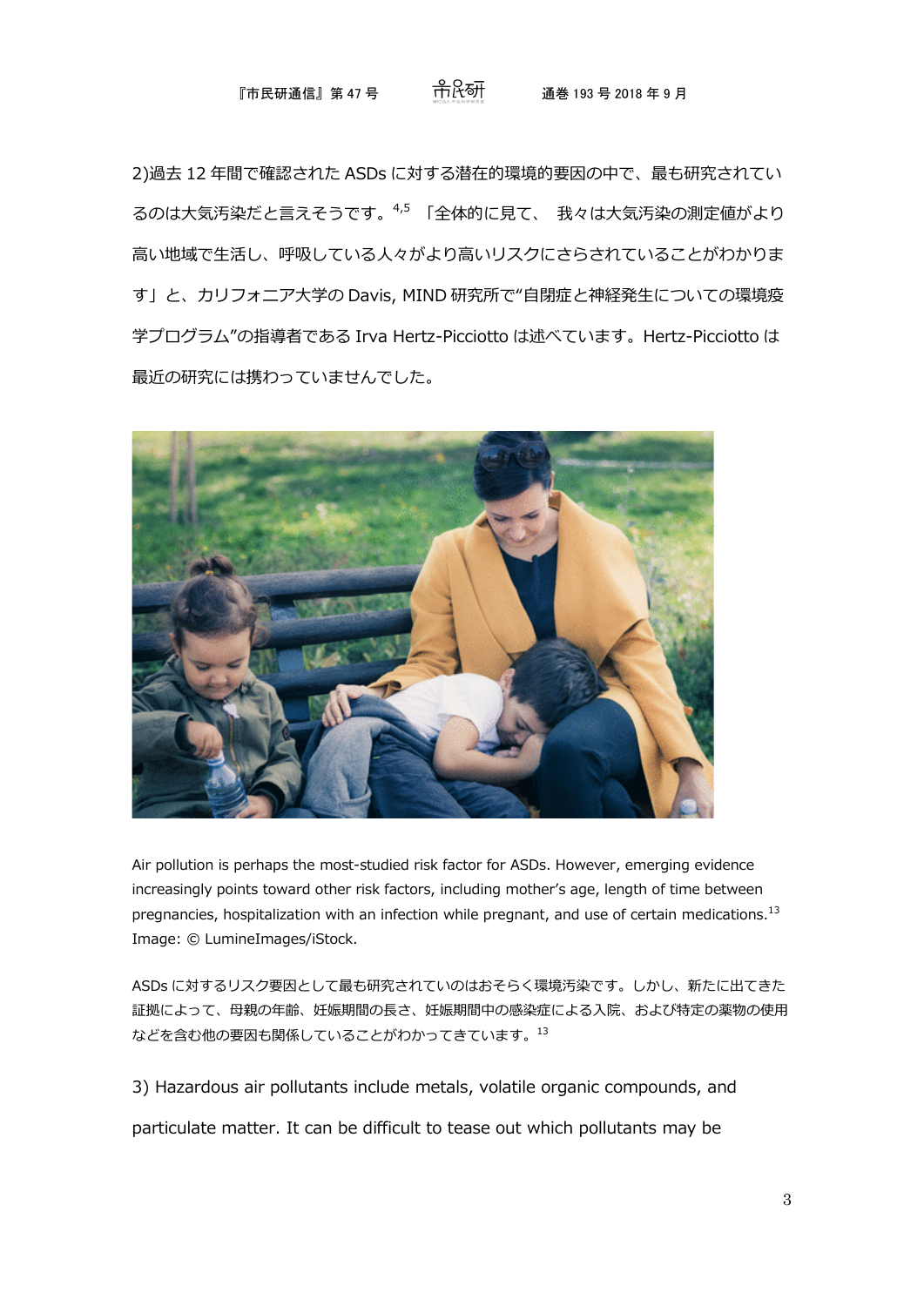2)過去 12 年間で確認された ASDs に対する潜在的環境的要因の中で、最も研究されているのは大気汚染だと言えそうです。[4,5] 「全体的に見て、 我々は大気汚染の測定値がより高い地域で生活し、呼吸している人々がより高いリスクにさらされていることがわかります」と、カリフォニア大学の Davis, MIND 研究所で"自閉症と神経発生についての環境疫学プログラム"の指導者である Irva Hertz-Picciotto は述べています。Hertz-Picciotto は最近の研究には携わっていませんでした。

Air pollution is perhaps the most-studied risk factor for ASDs. However, emerging evidence increasingly points toward other risk factors, including mother's age, length of time between pregnancies, hospitalization with an infection while pregnant, and use of certain medications.[13] Image: © LumineImages/iStock.

ASDs に対するリスク要因として最も研究されていのはおそらく環境汚染です。しかし、新たに出てきた証拠によって、母親の年齢、妊娠期間の長さ、妊娠期間中の感染症による入院、および特定の薬物の使用などを含む他の要因も関係していることがわかってきています。[13]

3) Hazardous air pollutants include metals, volatile organic compounds, and particulate matter. It can be difficult to tease out which pollutants may be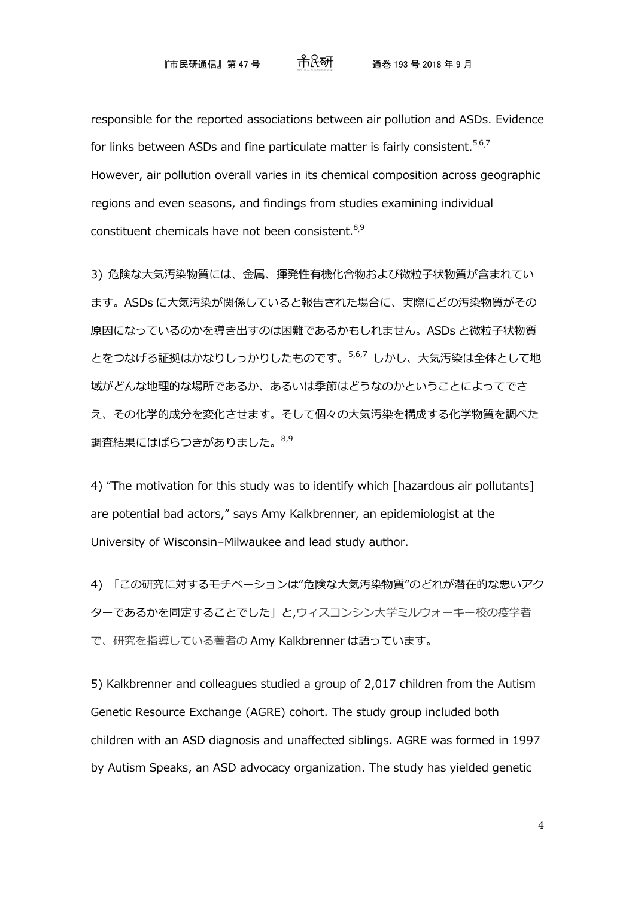responsible for the reported associations between air pollution and ASDs. Evidence for links between ASDs and fine particulate matter is fairly consistent.[5,6,7] However, air pollution overall varies in its chemical composition across geographic regions and even seasons, and findings from studies examining individual constituent chemicals have not been consistent.[8,9]

3) 危険な大気汚染物質には、金属、揮発性有機化合物および微粒子状物質が含まれています。ASDs に大気汚染が関係していると報告された場合に、実際にどの汚染物質がその原因になっているのかを導き出すのは困難であるかもしれません。ASDs と微粒子状物質とをつなげる証拠はかなりしっかりしたものです。[5,6,7] しかし、大気汚染は全体として地域がどんな地理的な場所であるか、あるいは季節はどうなのかということによってでさえ、その化学的成分を変化させます。そして個々の大気汚染を構成する化学物質を調べた調査結果にはばらつきがありました。[8,9]

4) “The motivation for this study was to identify which [hazardous air pollutants] are potential bad actors,” says Amy Kalkbrenner, an epidemiologist at the University of Wisconsin–Milwaukee and lead study author.

4) 「この研究に対するモチベーションは“危険な大気汚染物質”のどれが潜在的な悪いアクターであるかを同定することでした」と,ウィスコンシン大学ミルウォーキー校の疫学者で、研究を指導している著者の Amy Kalkbrenner は語っています。

5) Kalkbrenner and colleagues studied a group of 2,017 children from the Autism Genetic Resource Exchange (AGRE) cohort. The study group included both children with an ASD diagnosis and unaffected siblings. AGRE was formed in 1997 by Autism Speaks, an ASD advocacy organization. The study has yielded genetic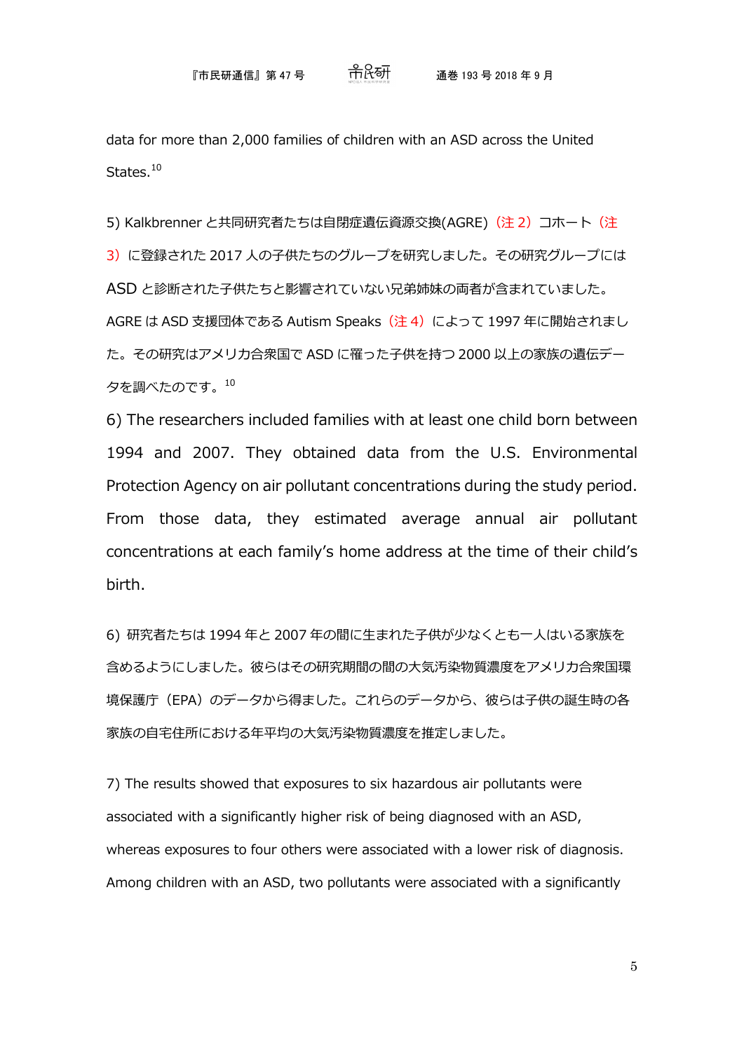data for more than 2,000 families of children with an ASD across the United States.[10]

5) Kalkbrenner と共同研究者たちは自閉症遺伝資源交換(AGRE)（注 2）コホート（注 3）に登録された 2017 人の子供たちのグループを研究しました。その研究グループには ASD と診断された子供たちと影響されていない兄弟姉妹の両者が含まれていました。AGRE は ASD 支援団体である Autism Speaks（注 4）によって 1997 年に開始されました。その研究はアメリカ合衆国で ASD に罹った子供を持つ 2000 以上の家族の遺伝データを調べたのです。[10]

6) The researchers included families with at least one child born between 1994 and 2007. They obtained data from the U.S. Environmental Protection Agency on air pollutant concentrations during the study period. From those data, they estimated average annual air pollutant concentrations at each family's home address at the time of their child's birth.

6) 研究者たちは 1994 年と 2007 年の間に生まれた子供が少なくとも一人はいる家族を含めるようにしました。彼らはその研究期間の間の大気汚染物質濃度をアメリカ合衆国環境保護庁（EPA）のデータから得ました。これらのデータから、彼らは子供の誕生時の各家族の自宅住所における年平均の大気汚染物質濃度を推定しました。

7) The results showed that exposures to six hazardous air pollutants were associated with a significantly higher risk of being diagnosed with an ASD, whereas exposures to four others were associated with a lower risk of diagnosis. Among children with an ASD, two pollutants were associated with a significantly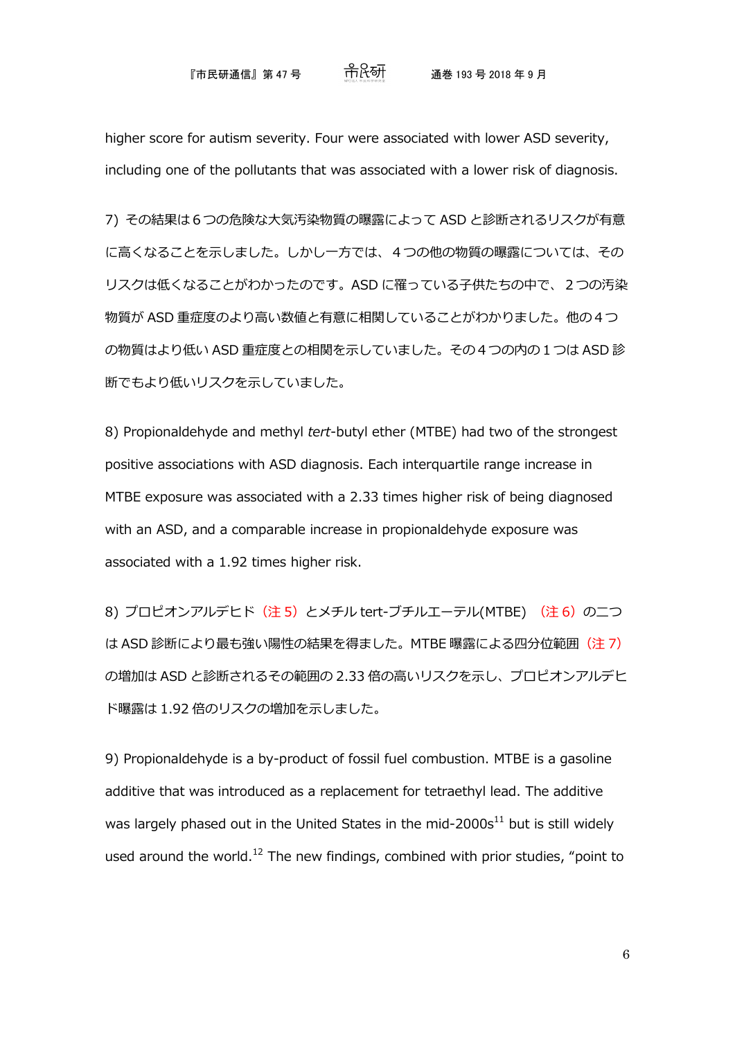higher score for autism severity. Four were associated with lower ASD severity, including one of the pollutants that was associated with a lower risk of diagnosis.

7) その結果は６つの危険な大気汚染物質の曝露によって ASD と診断されるリスクが有意に高くなることを示しました。しかし一方では、４つの他の物質の曝露については、そのリスクは低くなることがわかったのです。ASD に罹っている子供たちの中で、２つの汚染物質が ASD 重症度のより高い数値と有意に相関していることがわかりました。他の４つの物質はより低い ASD 重症度との相関を示していました。その４つの内の１つは ASD 診断でもより低いリスクを示していました。

8) Propionaldehyde and methyl *tert*-butyl ether (MTBE) had two of the strongest positive associations with ASD diagnosis. Each interquartile range increase in MTBE exposure was associated with a 2.33 times higher risk of being diagnosed with an ASD, and a comparable increase in propionaldehyde exposure was associated with a 1.92 times higher risk.

8) プロピオンアルデヒド（注 5）とメチル tert-ブチルエーテル(MTBE) （注 6）の二つは ASD 診断により最も強い陽性の結果を得ました。MTBE 曝露による四分位範囲（注 7）の増加は ASD と診断されるその範囲の 2.33 倍の高いリスクを示し、プロピオンアルデヒド曝露は 1.92 倍のリスクの増加を示しました。

9) Propionaldehyde is a by-product of fossil fuel combustion. MTBE is a gasoline additive that was introduced as a replacement for tetraethyl lead. The additive was largely phased out in the United States in the mid-2000s[11] but is still widely used around the world.[12] The new findings, combined with prior studies, "point to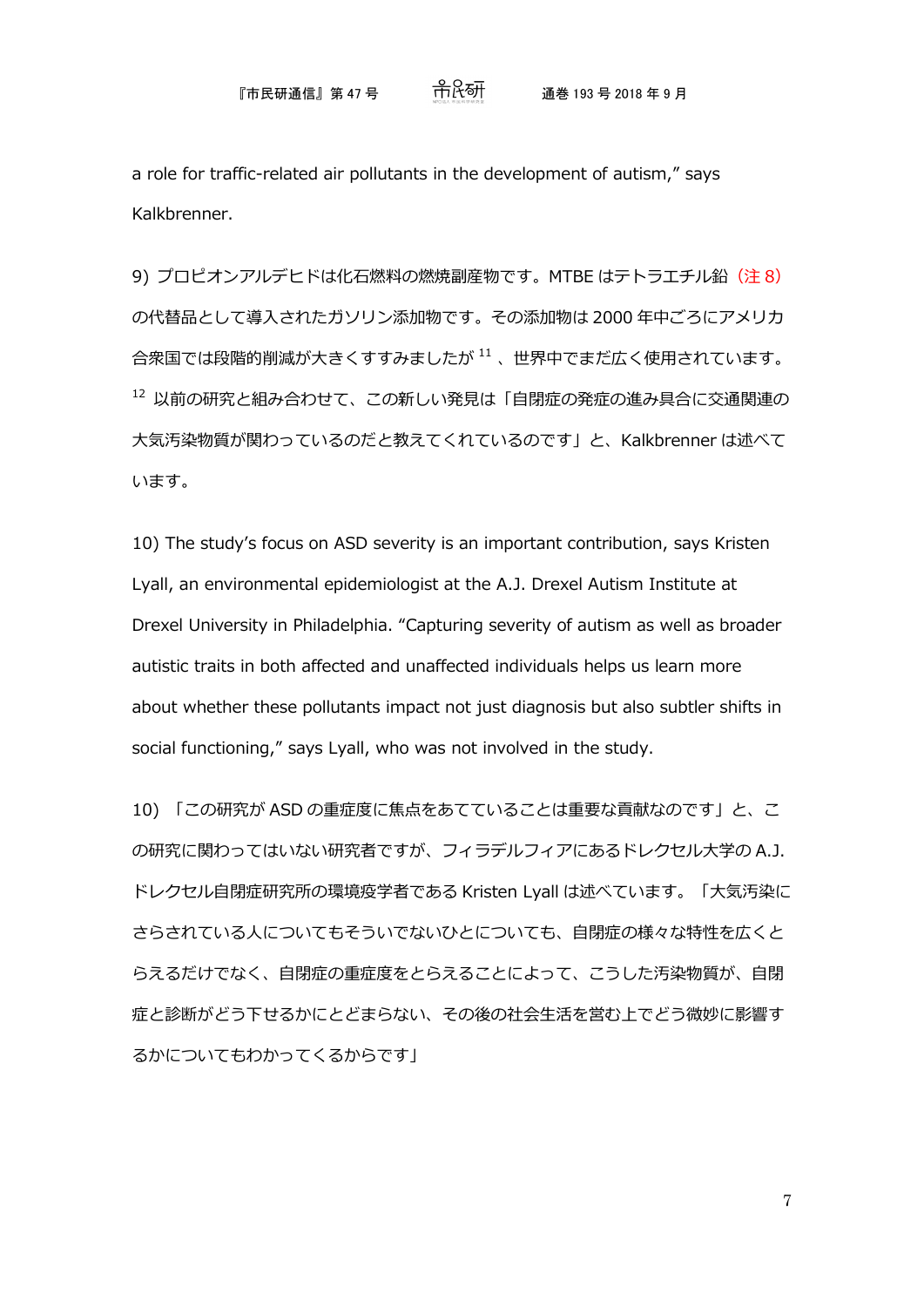a role for traffic-related air pollutants in the development of autism," says Kalkbrenner.

9) プロピオンアルデヒドは化石燃料の燃焼副産物です。MTBE はテトラエチル鉛（注 8）の代替品として導入されたガソリン添加物です。その添加物は 2000 年中ごろにアメリカ合衆国では段階的削減が大きくすすみましたが [11] 、世界中でまだ広く使用されています。[12] 以前の研究と組み合わせて、この新しい発見は「自閉症の発症の進み具合に交通関連の大気汚染物質が関わっているのだと教えてくれているのです」と、Kalkbrenner は述べています。

10) The study's focus on ASD severity is an important contribution, says Kristen Lyall, an environmental epidemiologist at the A.J. Drexel Autism Institute at Drexel University in Philadelphia. "Capturing severity of autism as well as broader autistic traits in both affected and unaffected individuals helps us learn more about whether these pollutants impact not just diagnosis but also subtler shifts in social functioning," says Lyall, who was not involved in the study.

10) 「この研究が ASD の重症度に焦点をあてていることは重要な貢献なのです」と、この研究に関わってはいない研究者ですが、フィラデルフィアにあるドレクセル大学の A.J. ドレクセル自閉症研究所の環境疫学者である Kristen Lyall は述べています。「大気汚染にさらされている人についてもそういでないひとについても、自閉症の様々な特性を広くとらえるだけでなく、自閉症の重症度をとらえることによって、こうした汚染物質が、自閉症と診断がどう下せるかにとどまらない、その後の社会生活を営む上でどう微妙に影響するかについてもわかってくるからです」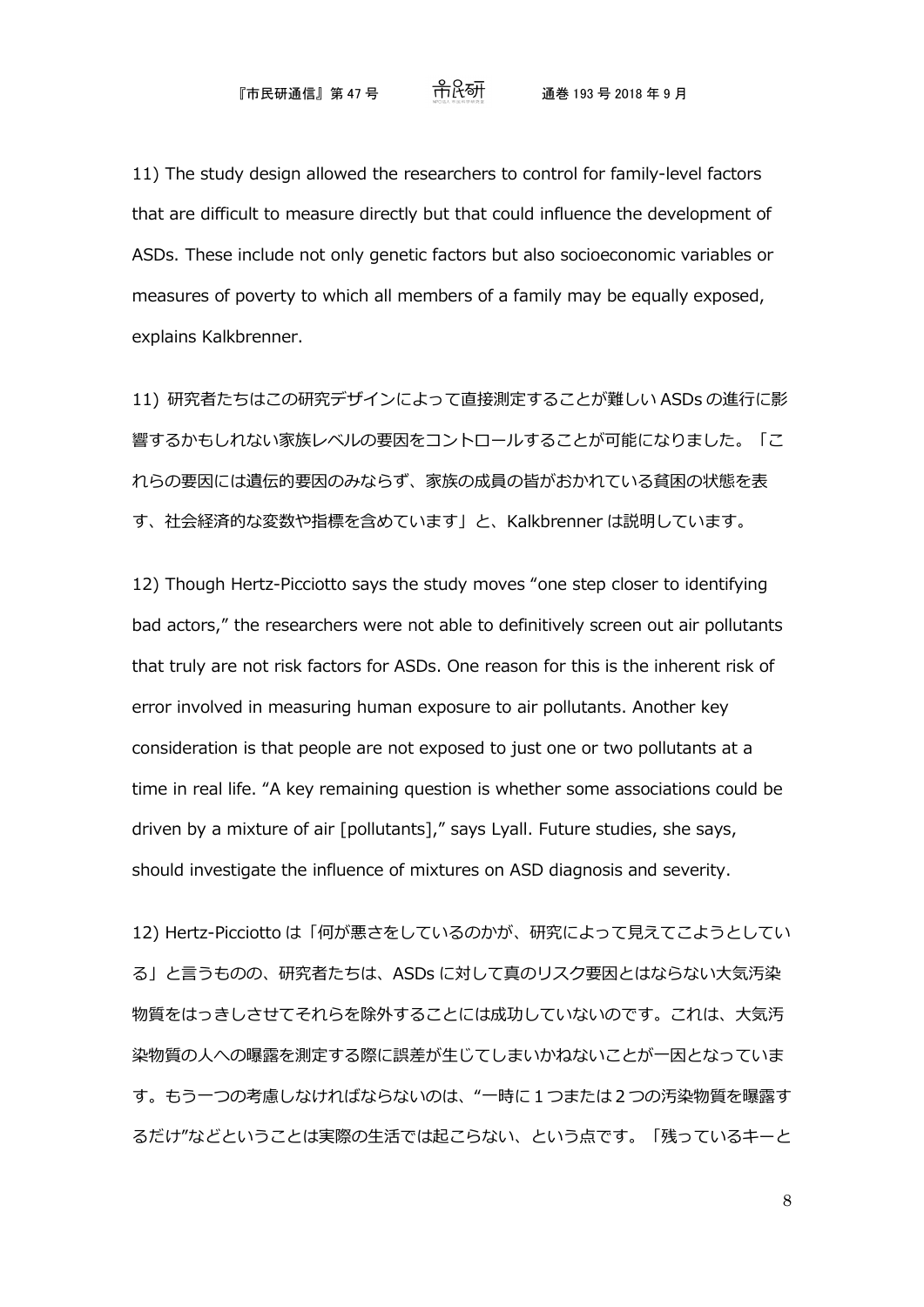11) The study design allowed the researchers to control for family-level factors that are difficult to measure directly but that could influence the development of ASDs. These include not only genetic factors but also socioeconomic variables or measures of poverty to which all members of a family may be equally exposed, explains Kalkbrenner.

11) 研究者たちはこの研究デザインによって直接測定することが難しい ASDs の進行に影響するかもしれない家族レベルの要因をコントロールすることが可能になりました。「これらの要因には遺伝的要因のみならず、家族の成員の皆がおかれている貧困の状態を表す、社会経済的な変数や指標を含めています」と、Kalkbrenner は説明しています。

12) Though Hertz-Picciotto says the study moves "one step closer to identifying bad actors," the researchers were not able to definitively screen out air pollutants that truly are not risk factors for ASDs. One reason for this is the inherent risk of error involved in measuring human exposure to air pollutants. Another key consideration is that people are not exposed to just one or two pollutants at a time in real life. "A key remaining question is whether some associations could be driven by a mixture of air [pollutants]," says Lyall. Future studies, she says, should investigate the influence of mixtures on ASD diagnosis and severity.

12) Hertz-Picciotto は「何が悪さをしているのかが、研究によって見えてこようとしている」と言うものの、研究者たちは、ASDs に対して真のリスク要因とはならない大気汚染物質をはっきしさせてそれらを除外することには成功していないのです。これは、大気汚染物質の人への曝露を測定する際に誤差が生じてしまいかねないことが一因となっています。もう一つの考慮しなければならないのは、"一時に１つまたは２つの汚染物質を曝露するだけ"などということは実際の生活では起こらない、という点です。「残っているキーと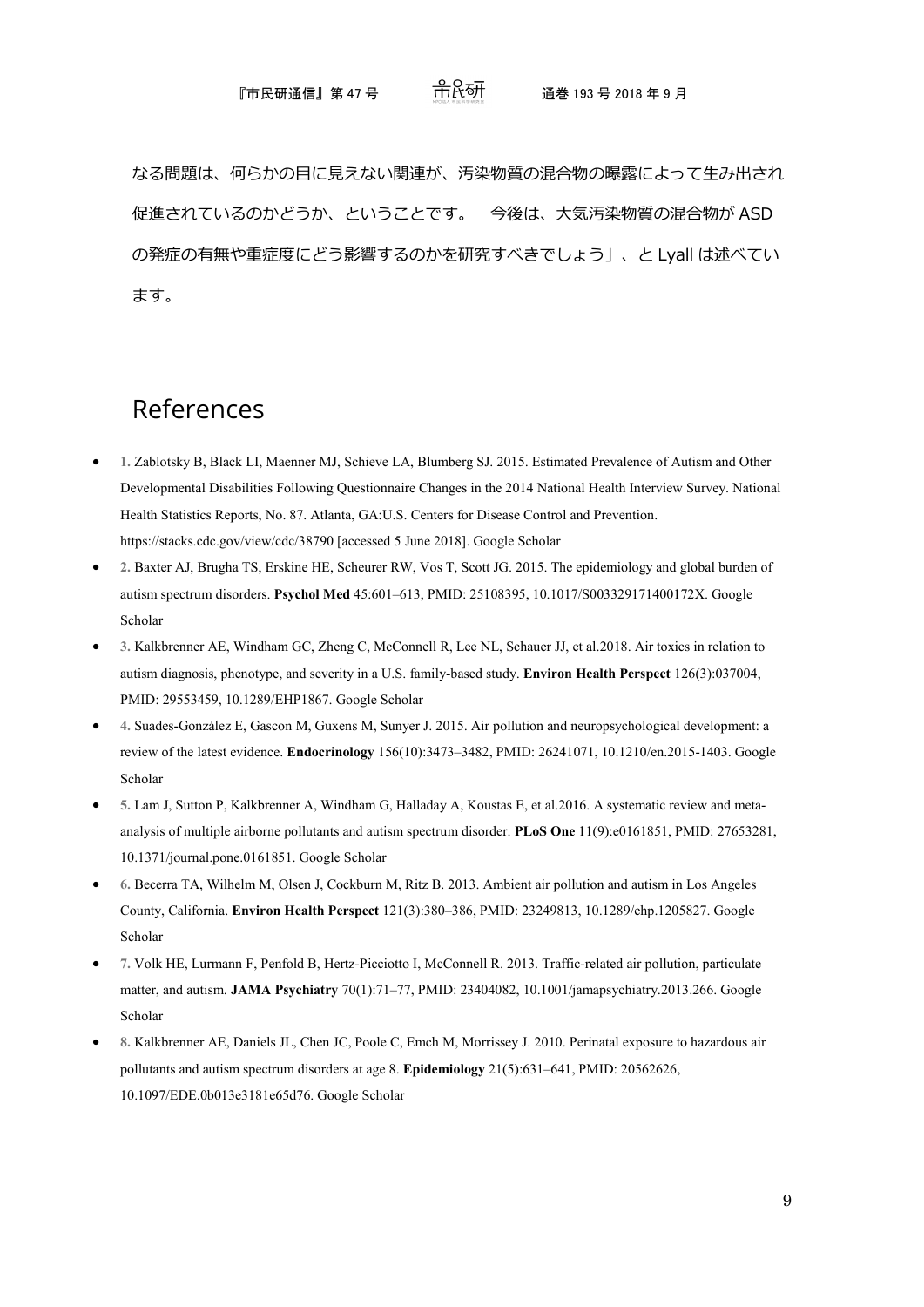なる問題は、何らかの目に見えない関連が、汚染物質の混合物の曝露によって生み出され促進されているのかどうか、ということです。　今後は、大気汚染物質の混合物が ASD の発症の有無や重症度にどう影響するのかを研究すべきでしょう」、と Lyall は述べています。

## References

- 1. Zablotsky B, Black LI, Maenner MJ, Schieve LA, Blumberg SJ. 2015. Estimated Prevalence of Autism and Other Developmental Disabilities Following Questionnaire Changes in the 2014 National Health Interview Survey. National Health Statistics Reports, No. 87. Atlanta, GA:U.S. Centers for Disease Control and Prevention. https://stacks.cdc.gov/view/cdc/38790 [accessed 5 June 2018]. Google Scholar
- 2. Baxter AJ, Brugha TS, Erskine HE, Scheurer RW, Vos T, Scott JG. 2015. The epidemiology and global burden of autism spectrum disorders. **Psychol Med** 45:601–613, PMID: 25108395, 10.1017/S003329171400172X. Google Scholar
- 3. Kalkbrenner AE, Windham GC, Zheng C, McConnell R, Lee NL, Schauer JJ, et al.2018. Air toxics in relation to autism diagnosis, phenotype, and severity in a U.S. family-based study. **Environ Health Perspect** 126(3):037004, PMID: 29553459, 10.1289/EHP1867. Google Scholar
- 4. Suades-González E, Gascon M, Guxens M, Sunyer J. 2015. Air pollution and neuropsychological development: a review of the latest evidence. **Endocrinology** 156(10):3473–3482, PMID: 26241071, 10.1210/en.2015-1403. Google Scholar
- 5. Lam J, Sutton P, Kalkbrenner A, Windham G, Halladay A, Koustas E, et al.2016. A systematic review and meta-analysis of multiple airborne pollutants and autism spectrum disorder. **PLoS One** 11(9):e0161851, PMID: 27653281, 10.1371/journal.pone.0161851. Google Scholar
- 6. Becerra TA, Wilhelm M, Olsen J, Cockburn M, Ritz B. 2013. Ambient air pollution and autism in Los Angeles County, California. **Environ Health Perspect** 121(3):380–386, PMID: 23249813, 10.1289/ehp.1205827. Google Scholar
- 7. Volk HE, Lurmann F, Penfold B, Hertz-Picciotto I, McConnell R. 2013. Traffic-related air pollution, particulate matter, and autism. **JAMA Psychiatry** 70(1):71–77, PMID: 23404082, 10.1001/jamapsychiatry.2013.266. Google Scholar
- 8. Kalkbrenner AE, Daniels JL, Chen JC, Poole C, Emch M, Morrissey J. 2010. Perinatal exposure to hazardous air pollutants and autism spectrum disorders at age 8. **Epidemiology** 21(5):631–641, PMID: 20562626, 10.1097/EDE.0b013e3181e65d76. Google Scholar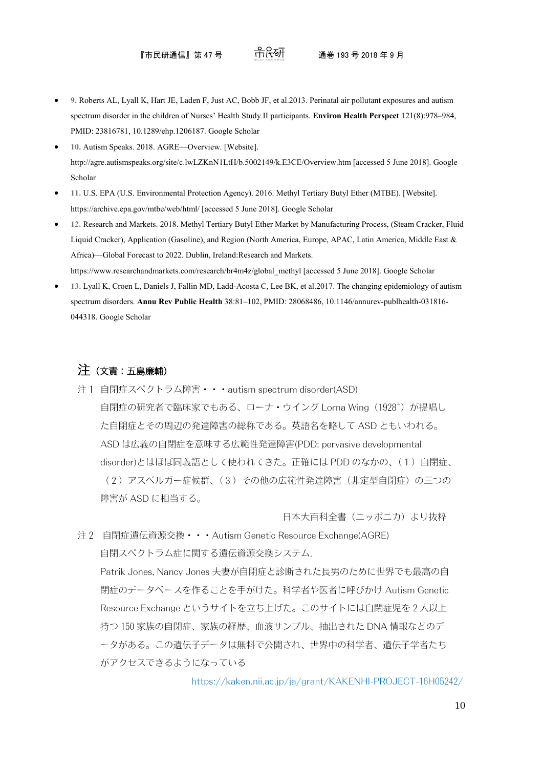- 9. Roberts AL, Lyall K, Hart JE, Laden F, Just AC, Bobb JF, et al.2013. Perinatal air pollutant exposures and autism spectrum disorder in the children of Nurses' Health Study II participants. **Environ Health Perspect** 121(8):978–984, PMID: 23816781, 10.1289/ehp.1206187. Google Scholar
- 10. Autism Speaks. 2018. AGRE—Overview. [Website]. http://agre.autismspeaks.org/site/c.lwLZKnN1LtH/b.5002149/k.E3CE/Overview.htm [accessed 5 June 2018]. Google Scholar
- 11. U.S. EPA (U.S. Environmental Protection Agency). 2016. Methyl Tertiary Butyl Ether (MTBE). [Website]. https://archive.epa.gov/mtbe/web/html/ [accessed 5 June 2018]. Google Scholar
- 12. Research and Markets. 2018. Methyl Tertiary Butyl Ether Market by Manufacturing Process, (Steam Cracker, Fluid Liquid Cracker), Application (Gasoline), and Region (North America, Europe, APAC, Latin America, Middle East & Africa)—Global Forecast to 2022. Dublin, Ireland:Research and Markets. https://www.researchandmarkets.com/research/br4m4z/global_methyl [accessed 5 June 2018]. Google Scholar
- 13. Lyall K, Croen L, Daniels J, Fallin MD, Ladd-Acosta C, Lee BK, et al.2017. The changing epidemiology of autism spectrum disorders. **Annu Rev Public Health** 38:81–102, PMID: 28068486, 10.1146/annurev-publhealth-031816-044318. Google Scholar

## 注（文責：五島廉輔）

注１　自閉症スペクトラム障害・・・autism spectrum disorder(ASD)

自閉症の研究者で臨床家でもある、ローナ・ウイング Lorna Wing（1928~）が提唱した自閉症とその周辺の発達障害の総称である。英語名を略して ASD ともいわれる。ASD は広義の自閉症を意味する広範性発達障害(PDD: pervasive developmental disorder)とはほぼ同義語として使われてきた。正確には PDD のなかの、（１）自閉症、（２）アスペルガー症候群、（３）その他の広範性発達障害（非定型自閉症）の三つの障害が ASD に相当する。

日本大百科全書（ニッポニカ）より抜粋

注２　自閉症遺伝資源交換・・・Autism Genetic Resource Exchange(AGRE)

自閉スペクトラム症に関する遺伝資源交換システム.

Patrik Jones, Nancy Jones 夫妻が自閉症と診断された長男のために世界でも最高の自閉症のデータベースを作ることを手がけた。科学者や医者に呼びかけ Autism Genetic Resource Exchange というサイトを立ち上げた。このサイトには自閉症児を 2 人以上持つ 150 家族の自閉症、家族の経歴、血液サンプル、抽出された DNA 情報などのデータがある。この遺伝子データは無料で公開され、世界中の科学者、遺伝子学者たちがアクセスできるようになっている

https://kaken.nii.ac.jp/ja/grant/KAKENHI-PROJECT-16H05242/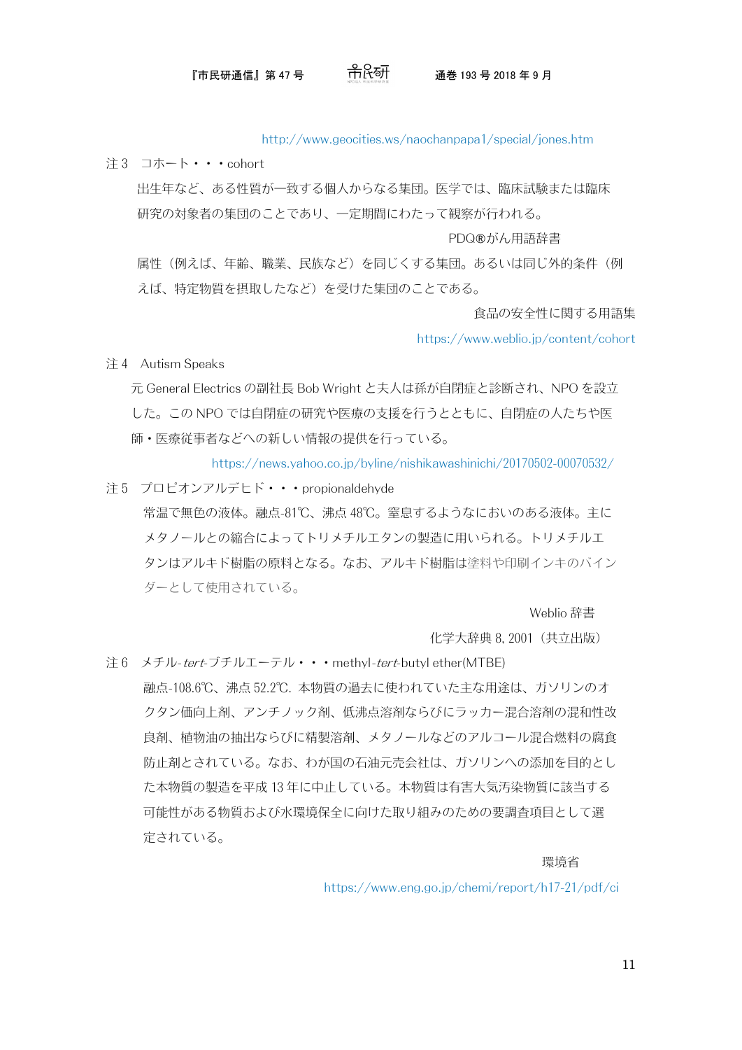http://www.geocities.ws/naochanpapa1/special/jones.htm

注 3　コホート・・・cohort

出生年など、ある性質が一致する個人からなる集団。医学では、臨床試験または臨床研究の対象者の集団のことであり、一定期間にわたって観察が行われる。

PDQ®がん用語辞書

属性（例えば、年齢、職業、民族など）を同じくする集団。あるいは同じ外的条件（例えば、特定物質を摂取したなど）を受けた集団のことである。

食品の安全性に関する用語集

https://www.weblio.jp/content/cohort

注 4　Autism Speaks

元 General Electrics の副社長 Bob Wright と夫人は孫が自閉症と診断され、NPO を設立した。この NPO では自閉症の研究や医療の支援を行うとともに、自閉症の人たちや医師・医療従事者などへの新しい情報の提供を行っている。

https://news.yahoo.co.jp/byline/nishikawashinichi/20170502-00070532/

注 5　プロピオンアルデヒド・・・propionaldehyde

常温で無色の液体。融点-81℃、沸点 48℃。窒息するようなにおいのある液体。主にメタノールとの縮合によってトリメチルエタンの製造に用いられる。トリメチルエタンはアルキド樹脂の原料となる。なお、アルキド樹脂は塗料や印刷インキのバインダーとして使用されている。

Weblio 辞書

化学大辞典 8, 2001（共立出版）

注 6　メチル-*tert*-ブチルエーテル・・・methyl-*tert*-butyl ether(MTBE)

融点-108.6℃、沸点 52.2℃. 本物質の過去に使われていた主な用途は、ガソリンのオクタン価向上剤、アンチノック剤、低沸点溶剤ならびにラッカー混合溶剤の混和性改良剤、植物油の抽出ならびに精製溶剤、メタノールなどのアルコール混合燃料の腐食防止剤とされている。なお、わが国の石油元売会社は、ガソリンへの添加を目的とした本物質の製造を平成 13 年に中止している。本物質は有害大気汚染物質に該当する可能性がある物質および水環境保全に向けた取り組みのための要調査項目として選定されている。

環境省

https://www.eng.go.jp/chemi/report/h17-21/pdf/ci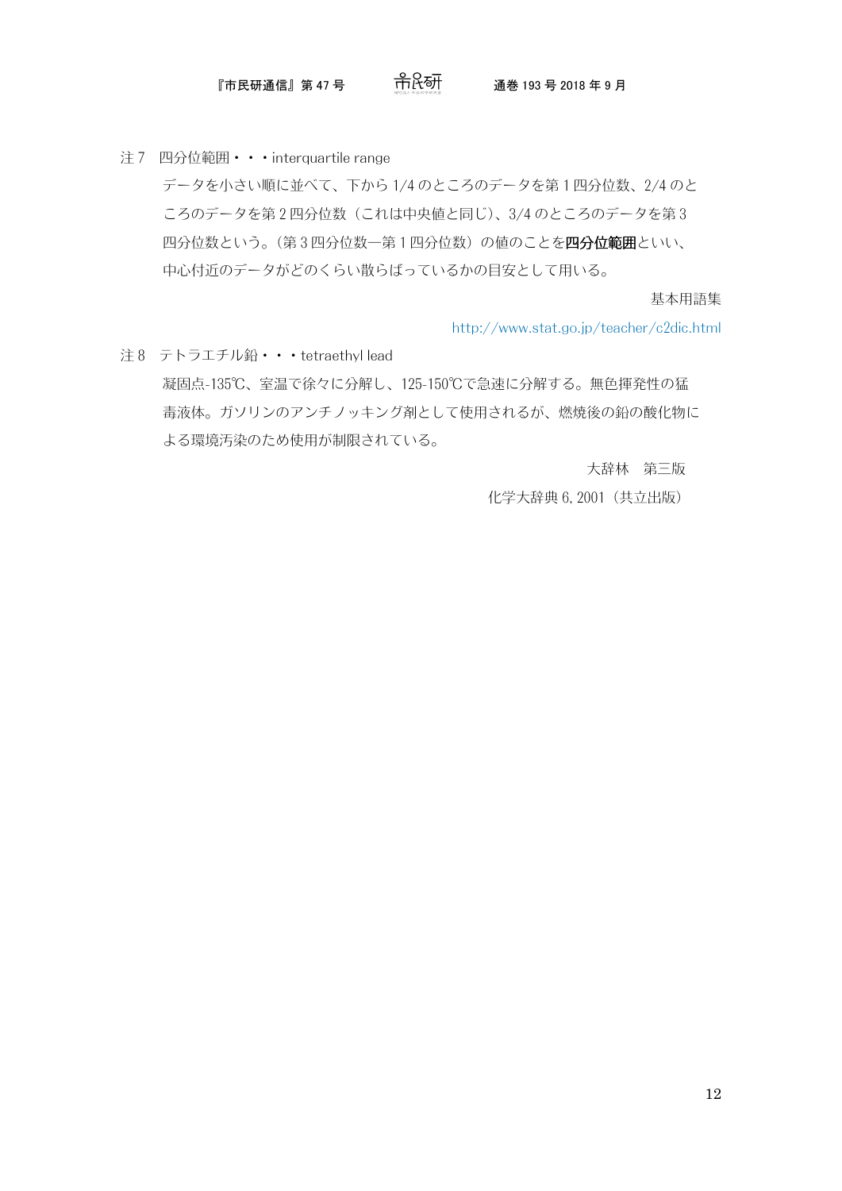注 7　四分位範囲・・・interquartile range

データを小さい順に並べて、下から 1/4 のところのデータを第 1 四分位数、2/4 のところのデータを第 2 四分位数（これは中央値と同じ）、3/4 のところのデータを第 3 四分位数という。（第 3 四分位数—第 1 四分位数）の値のことを**四分位範囲**といい、中心付近のデータがどのくらい散らばっているかの目安として用いる。

基本用語集

http://www.stat.go.jp/teacher/c2dic.html

注 8　テトラエチル鉛・・・tetraethyl lead

凝固点-135℃、室温で徐々に分解し、125-150℃で急速に分解する。無色揮発性の猛毒液体。ガソリンのアンチノッキング剤として使用されるが、燃焼後の鉛の酸化物による環境汚染のため使用が制限されている。

大辞林　第三版

化学大辞典 6, 2001（共立出版）